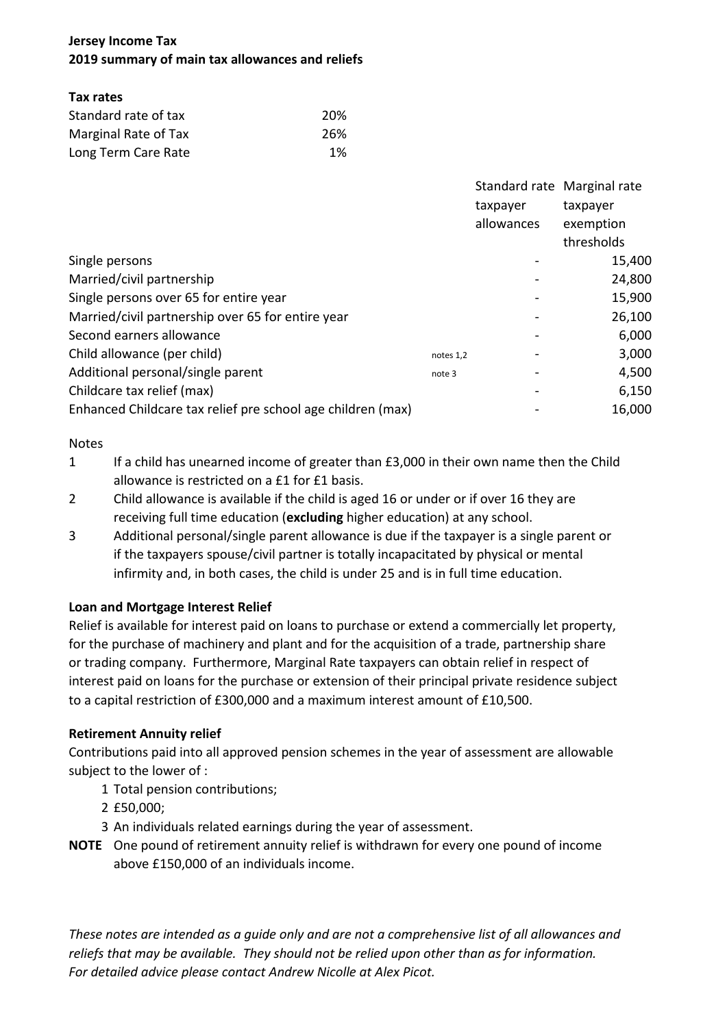**Jersey Income Tax**
**2019 summary of main tax allowances and reliefs**

**Tax rates**

| | |
|---|---|
| Standard rate of tax | 20% |
| Marginal Rate of Tax | 26% |
| Long Term Care Rate | 1% |

| | | Standard rate taxpayer allowances | Marginal rate taxpayer exemption thresholds |
|---|---|---|---|
| Single persons | | - | 15,400 |
| Married/civil partnership | | - | 24,800 |
| Single persons over 65 for entire year | | - | 15,900 |
| Married/civil partnership over 65 for entire year | | - | 26,100 |
| Second earners allowance | | - | 6,000 |
| Child allowance (per child) | notes 1,2 | - | 3,000 |
| Additional personal/single parent | note 3 | - | 4,500 |
| Childcare tax relief (max) | | - | 6,150 |
| Enhanced Childcare tax relief pre school age children (max) | | - | 16,000 |

Notes

1. If a child has unearned income of greater than £3,000 in their own name then the Child allowance is restricted on a £1 for £1 basis.
2. Child allowance is available if the child is aged 16 or under or if over 16 they are receiving full time education (**excluding** higher education) at any school.
3. Additional personal/single parent allowance is due if the taxpayer is a single parent or if the taxpayers spouse/civil partner is totally incapacitated by physical or mental infirmity and, in both cases, the child is under 25 and is in full time education.

**Loan and Mortgage Interest Relief**

Relief is available for interest paid on loans to purchase or extend a commercially let property, for the purchase of machinery and plant and for the acquisition of a trade, partnership share or trading company. Furthermore, Marginal Rate taxpayers can obtain relief in respect of interest paid on loans for the purchase or extension of their principal private residence subject to a capital restriction of £300,000 and a maximum interest amount of £10,500.

**Retirement Annuity relief**

Contributions paid into all approved pension schemes in the year of assessment are allowable subject to the lower of :

1. Total pension contributions;
2. £50,000;
3. An individuals related earnings during the year of assessment.

**NOTE** One pound of retirement annuity relief is withdrawn for every one pound of income above £150,000 of an individuals income.

*These notes are intended as a guide only and are not a comprehensive list of all allowances and reliefs that may be available. They should not be relied upon other than as for information. For detailed advice please contact Andrew Nicolle at Alex Picot.*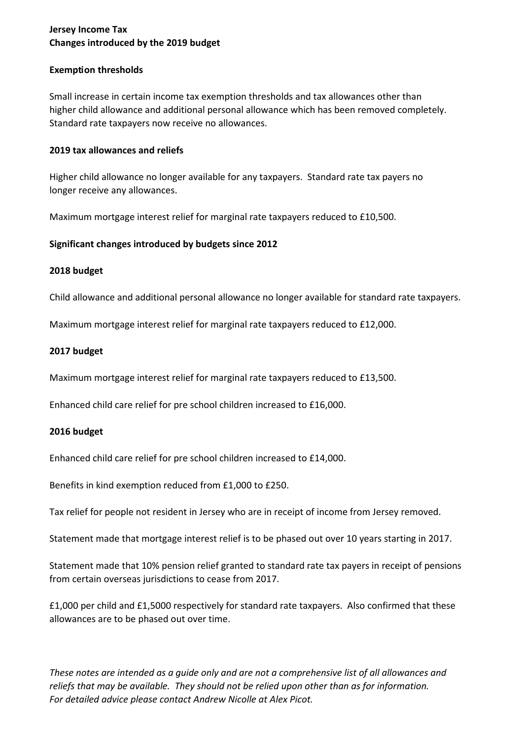**Jersey Income Tax**
**Changes introduced by the 2019 budget**

**Exemption thresholds**

Small increase in certain income tax exemption thresholds and tax allowances other than higher child allowance and additional personal allowance which has been removed completely. Standard rate taxpayers now receive no allowances.

**2019 tax allowances and reliefs**

Higher child allowance no longer available for any taxpayers. Standard rate tax payers no longer receive any allowances.

Maximum mortgage interest relief for marginal rate taxpayers reduced to £10,500.

**Significant changes introduced by budgets since 2012**

**2018 budget**

Child allowance and additional personal allowance no longer available for standard rate taxpayers.

Maximum mortgage interest relief for marginal rate taxpayers reduced to £12,000.

**2017 budget**

Maximum mortgage interest relief for marginal rate taxpayers reduced to £13,500.

Enhanced child care relief for pre school children increased to £16,000.

**2016 budget**

Enhanced child care relief for pre school children increased to £14,000.

Benefits in kind exemption reduced from £1,000 to £250.

Tax relief for people not resident in Jersey who are in receipt of income from Jersey removed.

Statement made that mortgage interest relief is to be phased out over 10 years starting in 2017.

Statement made that 10% pension relief granted to standard rate tax payers in receipt of pensions from certain overseas jurisdictions to cease from 2017.

£1,000 per child and £1,5000 respectively for standard rate taxpayers. Also confirmed that these allowances are to be phased out over time.

*These notes are intended as a guide only and are not a comprehensive list of all allowances and reliefs that may be available. They should not be relied upon other than as for information. For detailed advice please contact Andrew Nicolle at Alex Picot.*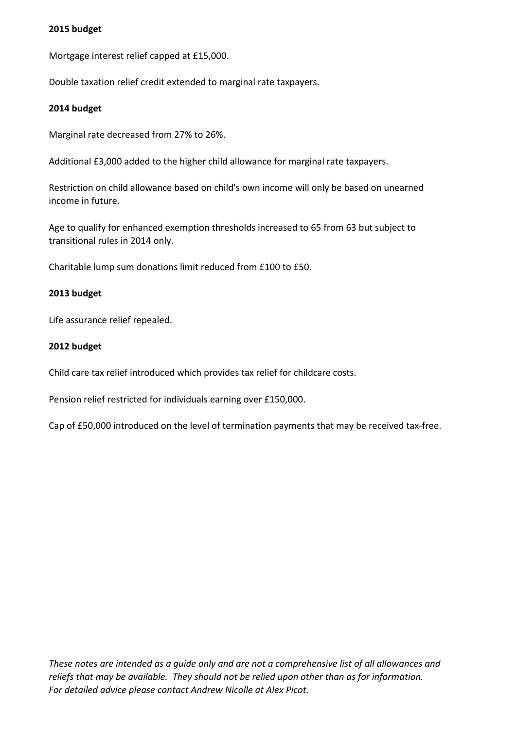**2015 budget**

Mortgage interest relief capped at £15,000.

Double taxation relief credit extended to marginal rate taxpayers.

**2014 budget**

Marginal rate decreased from 27% to 26%.

Additional £3,000 added to the higher child allowance for marginal rate taxpayers.

Restriction on child allowance based on child's own income will only be based on unearned income in future.

Age to qualify for enhanced exemption thresholds increased to 65 from 63 but subject to transitional rules in 2014 only.

Charitable lump sum donations limit reduced from £100 to £50.

**2013 budget**

Life assurance relief repealed.

**2012 budget**

Child care tax relief introduced which provides tax relief for childcare costs.

Pension relief restricted for individuals earning over £150,000.

Cap of £50,000 introduced on the level of termination payments that may be received tax-free.

*These notes are intended as a guide only and are not a comprehensive list of all allowances and reliefs that may be available. They should not be relied upon other than as for information. For detailed advice please contact Andrew Nicolle at Alex Picot.*